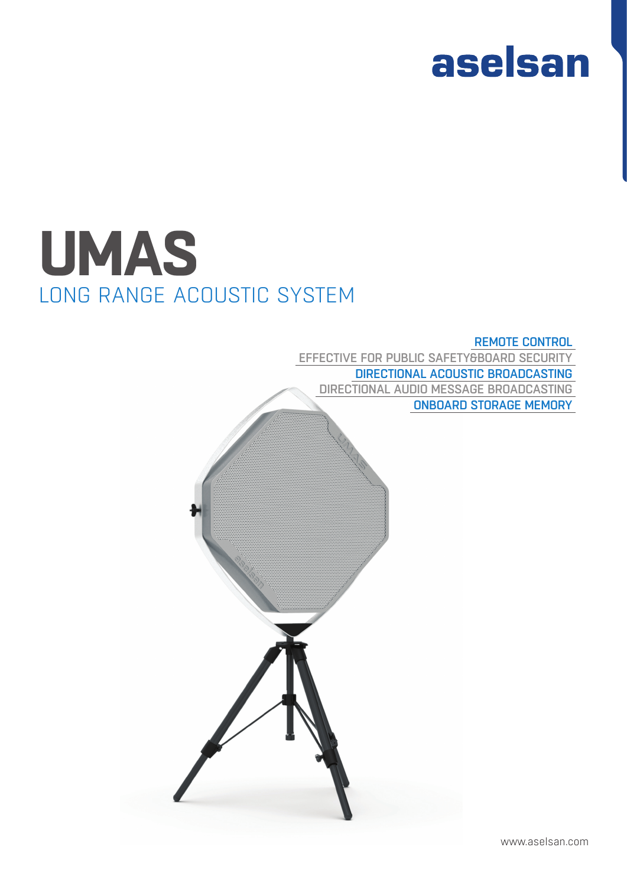aselsan

# UMAS

## LONG RANGE ACOUSTIC SYSTEM

- REMOTE CONTROL
- EFFECTIVE FOR PUBLIC SAFETY&BOARD SECURITY
- DIRECTIONAL ACOUSTIC BROADCASTING
- DIRECTIONAL AUDIO MESSAGE BROADCASTING
- ONBOARD STORAGE MEMORY

www.aselsan.com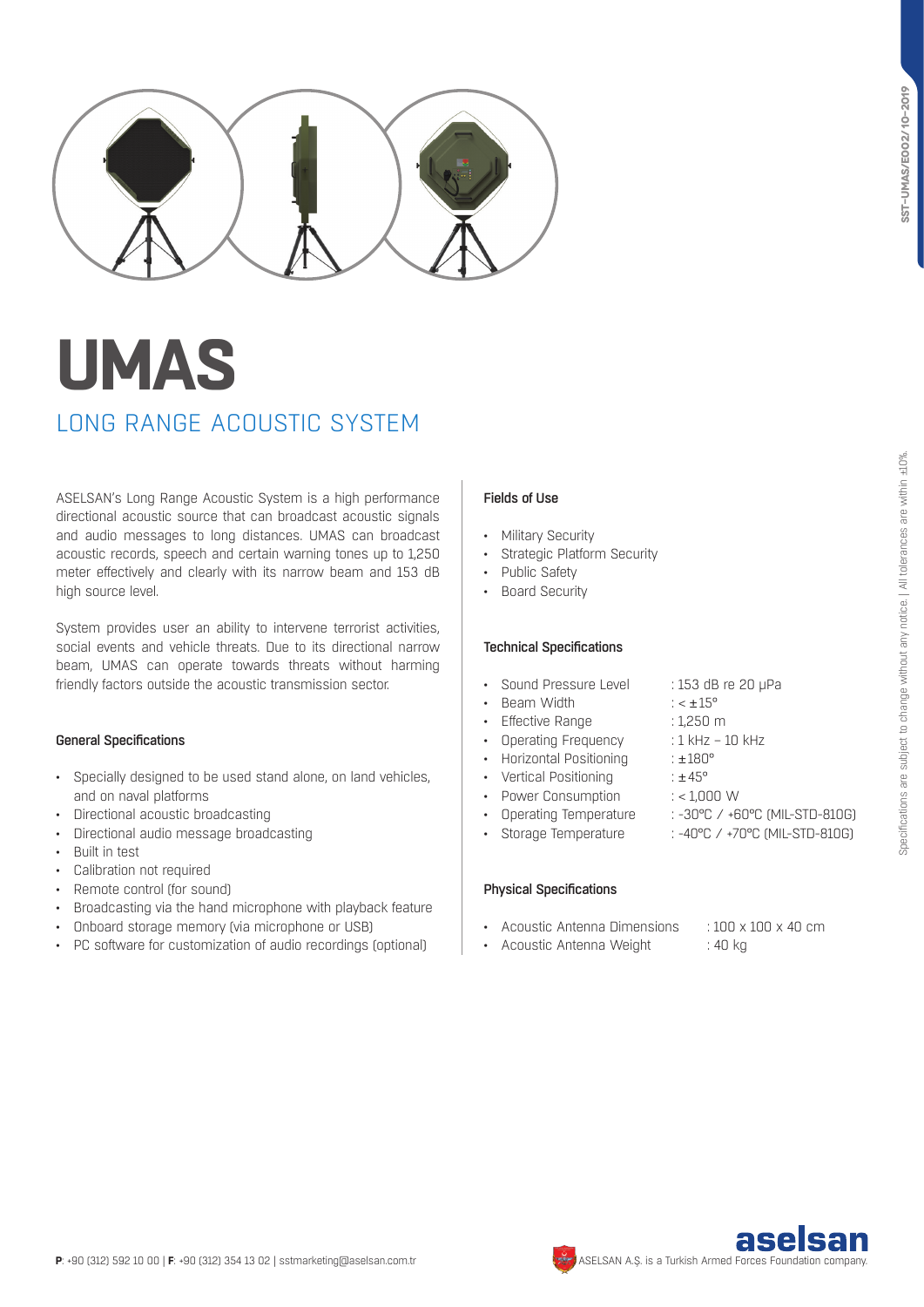# UMAS

## LONG RANGE ACOUSTIC SYSTEM

ASELSAN's Long Range Acoustic System is a high performance directional acoustic source that can broadcast acoustic signals and audio messages to long distances. UMAS can broadcast acoustic records, speech and certain warning tones up to 1,250 meter effectively and clearly with its narrow beam and 153 dB high source level.

System provides user an ability to intervene terrorist activities, social events and vehicle threats. Due to its directional narrow beam, UMAS can operate towards threats without harming friendly factors outside the acoustic transmission sector.

### General Specifications

- Specially designed to be used stand alone, on land vehicles, and on naval platforms
- Directional acoustic broadcasting
- Directional audio message broadcasting
- Built in test
- Calibration not required
- Remote control (for sound)
- Broadcasting via the hand microphone with playback feature
- Onboard storage memory (via microphone or USB)
- PC software for customization of audio recordings (optional)

### Fields of Use

- Military Security
- Strategic Platform Security
- Public Safety
- Board Security

### Technical Specifications

- Sound Pressure Level : 153 dB re 20 µPa
- Beam Width : < ±15°
- Effective Range : 1,250 m
- Operating Frequency : 1 kHz – 10 kHz
- Horizontal Positioning : ±180°
- Vertical Positioning : ±45°
- Power Consumption : < 1,000 W
- Operating Temperature : -30°C / +60°C (MIL-STD-810G)
- Storage Temperature : -40°C / +70°C (MIL-STD-810G)

### Physical Specifications

- Acoustic Antenna Dimensions : 100 x 100 x 40 cm
- Acoustic Antenna Weight : 40 kg

Specifications are subject to change without any notice. | All tolerances are within ±10%.

SST-UMAS/E002/10-2019

**P**: +90 (312) 592 10 00 | **F**: +90 (312) 354 13 02 | sstmarketing@aselsan.com.tr

aselsan

ASELSAN A.Ş. is a Turkish Armed Forces Foundation company.